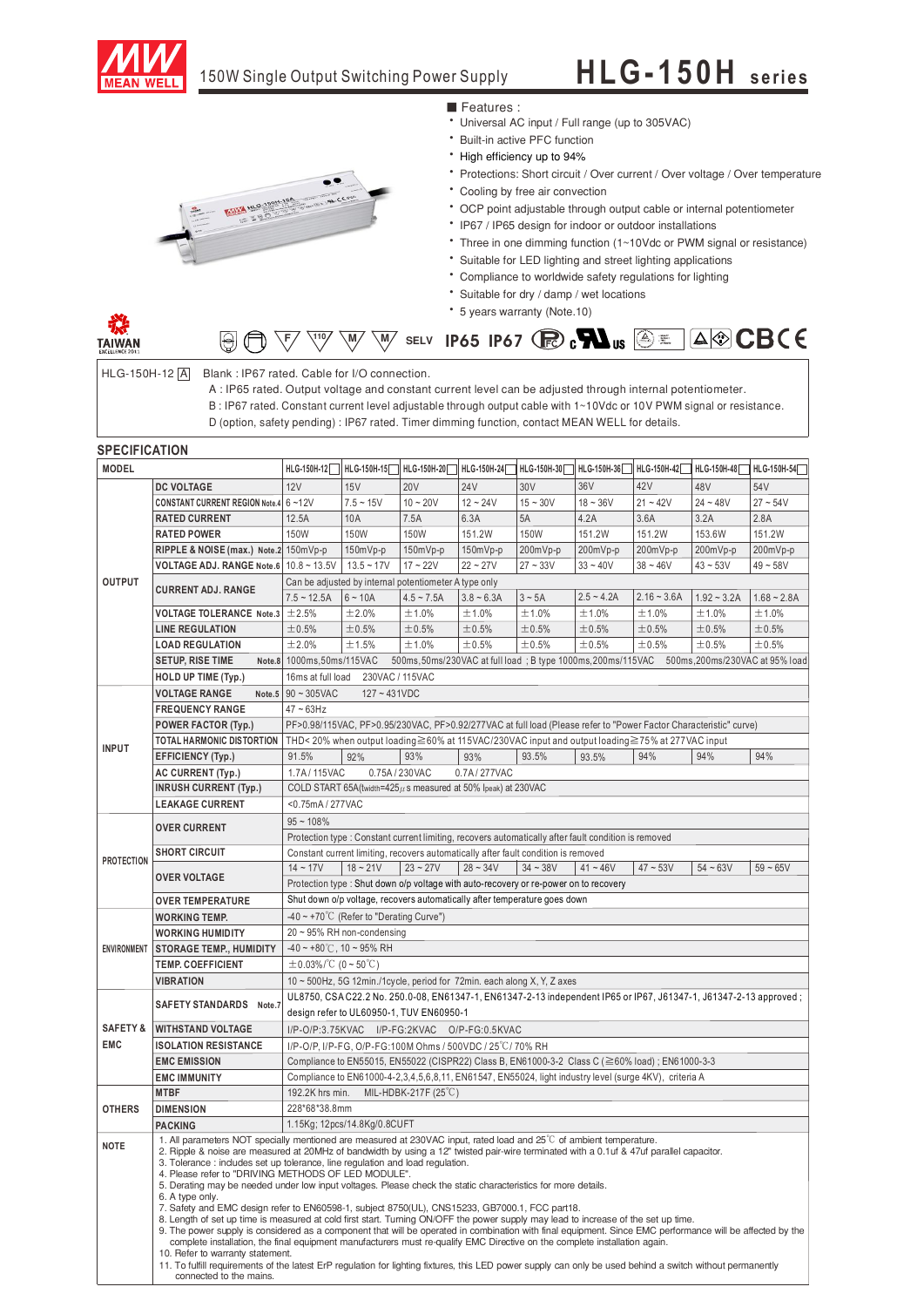# 150W Single Output Switching Power Supply

# HLG-150H series

■ Features :

- Universal AC input / Full range (up to 305VAC)
- Built-in active PFC function
- High efficiency up to 94%
- Protections: Short circuit / Over current / Over voltage / Over temperature
- Cooling by free air convection
- OCP point adjustable through output cable or internal potentiometer
- IP67 / IP65 design for indoor or outdoor installations
- Three in one dimming function (1~10Vdc or PWM signal or resistance)
- Suitable for LED lighting and street lighting applications
- Compliance to worldwide safety regulations for lighting
- Suitable for dry / damp / wet locations
- 5 years warranty (Note.10)

SELV IP65 IP67 CB CE

HLG-150H-12 A

Blank : IP67 rated. Cable for I/O connection.
A : IP65 rated. Output voltage and constant current level can be adjusted through internal potentiometer.
B : IP67 rated. Constant current level adjustable through output cable with 1~10Vdc or 10V PWM signal or resistance.
D (option, safety pending) : IP67 rated. Timer dimming function, contact MEAN WELL for details.

## SPECIFICATION

| MODEL | | HLG-150H-12 | HLG-150H-15 | HLG-150H-20 | HLG-150H-24 | HLG-150H-30 | HLG-150H-36 | HLG-150H-42 | HLG-150H-48 | HLG-150H-54 |
|---|---|---|---|---|---|---|---|---|---|---|
| OUTPUT | DC VOLTAGE | 12V | 15V | 20V | 24V | 30V | 36V | 42V | 48V | 54V |
| | CONSTANT CURRENT REGION Note.4 | 6 ~12V | 7.5 ~ 15V | 10 ~ 20V | 12 ~ 24V | 15 ~ 30V | 18 ~ 36V | 21 ~ 42V | 24 ~ 48V | 27 ~ 54V |
| | RATED CURRENT | 12.5A | 10A | 7.5A | 6.3A | 5A | 4.2A | 3.6A | 3.2A | 2.8A |
| | RATED POWER | 150W | 150W | 150W | 151.2W | 150W | 151.2W | 151.2W | 153.6W | 151.2W |
| | RIPPLE & NOISE (max.) Note.2 | 150mVp-p | 150mVp-p | 150mVp-p | 150mVp-p | 200mVp-p | 200mVp-p | 200mVp-p | 200mVp-p | 200mVp-p |
| | VOLTAGE ADJ. RANGE Note.6 | 10.8 ~ 13.5V | 13.5 ~ 17V | 17 ~ 22V | 22 ~ 27V | 27 ~ 33V | 33 ~ 40V | 38 ~ 46V | 43 ~ 53V | 49 ~ 58V |
| | CURRENT ADJ. RANGE | Can be adjusted by internal potentiometer A type only | | | | | | | | |
| | | 7.5 ~ 12.5A | 6 ~ 10A | 4.5 ~ 7.5A | 3.8 ~ 6.3A | 3 ~ 5A | 2.5 ~ 4.2A | 2.16 ~ 3.6A | 1.92 ~ 3.2A | 1.68 ~ 2.8A |
| | VOLTAGE TOLERANCE Note.3 | ±2.5% | ±2.0% | ±1.0% | ±1.0% | ±1.0% | ±1.0% | ±1.0% | ±1.0% | ±1.0% |
| | LINE REGULATION | ±0.5% | ±0.5% | ±0.5% | ±0.5% | ±0.5% | ±0.5% | ±0.5% | ±0.5% | ±0.5% |
| | LOAD REGULATION | ±2.0% | ±1.5% | ±1.0% | ±0.5% | ±0.5% | ±0.5% | ±0.5% | ±0.5% | ±0.5% |
| | SETUP, RISE TIME Note.8 | 1000ms,50ms/115VAC 500ms,50ms/230VAC at full load ; B type 1000ms,200ms/115VAC 500ms,200ms/230VAC at 95% load | | | | | | | | |
| | HOLD UP TIME (Typ.) | 16ms at full load 230VAC / 115VAC | | | | | | | | |
| INPUT | VOLTAGE RANGE Note.5 | 90 ~ 305VAC 127 ~ 431VDC | | | | | | | | |
| | FREQUENCY RANGE | 47 ~ 63Hz | | | | | | | | |
| | POWER FACTOR (Typ.) | PF>0.98/115VAC, PF>0.95/230VAC, PF>0.92/277VAC at full load (Please refer to "Power Factor Characteristic" curve) | | | | | | | | |
| | TOTAL HARMONIC DISTORTION | THD< 20% when output loading≧60% at 115VAC/230VAC input and output loading≧75% at 277VAC input | | | | | | | | |
| | EFFICIENCY (Typ.) | 91.5% | 92% | 93% | 93% | 93.5% | 93.5% | 94% | 94% | 94% |
| | AC CURRENT (Typ.) | 1.7A / 115VAC 0.75A / 230VAC 0.7A / 277VAC | | | | | | | | |
| | INRUSH CURRENT (Typ.) | COLD START 65A(twidth=425μs measured at 50% Ipeak) at 230VAC | | | | | | | | |
| | LEAKAGE CURRENT | <0.75mA / 277VAC | | | | | | | | |
| PROTECTION | OVER CURRENT | 95 ~ 108% | | | | | | | | |
| | | Protection type : Constant current limiting, recovers automatically after fault condition is removed | | | | | | | | |
| | SHORT CIRCUIT | Constant current limiting, recovers automatically after fault condition is removed | | | | | | | | |
| | OVER VOLTAGE | 14 ~ 17V | 18 ~ 21V | 23 ~ 27V | 28 ~ 34V | 34 ~ 38V | 41 ~ 46V | 47 ~ 53V | 54 ~ 63V | 59 ~ 65V |
| | | Protection type : Shut down o/p voltage with auto-recovery or re-power on to recovery | | | | | | | | |
| | OVER TEMPERATURE | Shut down o/p voltage, recovers automatically after temperature goes down | | | | | | | | |
| ENVIRONMENT | WORKING TEMP. | -40 ~ +70℃ (Refer to "Derating Curve") | | | | | | | | |
| | WORKING HUMIDITY | 20 ~ 95% RH non-condensing | | | | | | | | |
| | STORAGE TEMP., HUMIDITY | -40 ~ +80℃, 10 ~ 95% RH | | | | | | | | |
| | TEMP. COEFFICIENT | ±0.03%/℃ (0 ~ 50℃) | | | | | | | | |
| | VIBRATION | 10 ~ 500Hz, 5G 12min./1cycle, period for 72min. each along X, Y, Z axes | | | | | | | | |
| SAFETY & EMC | SAFETY STANDARDS Note.7 | UL8750, CSA C22.2 No. 250.0-08, EN61347-1, EN61347-2-13 independent IP65 or IP67, J61347-1, J61347-2-13 approved ; design refer to UL60950-1, TUV EN60950-1 | | | | | | | | |
| | WITHSTAND VOLTAGE | I/P-O/P:3.75KVAC I/P-FG:2KVAC O/P-FG:0.5KVAC | | | | | | | | |
| | ISOLATION RESISTANCE | I/P-O/P, I/P-FG, O/P-FG:100M Ohms / 500VDC / 25℃/ 70% RH | | | | | | | | |
| | EMC EMISSION | Compliance to EN55015, EN55022 (CISPR22) Class B, EN61000-3-2 Class C (≧60% load) ; EN61000-3-3 | | | | | | | | |
| | EMC IMMUNITY | Compliance to EN61000-4-2,3,4,5,6,8,11, EN61547, EN55024, light industry level (surge 4KV), criteria A | | | | | | | | |
| OTHERS | MTBF | 192.2K hrs min. MIL-HDBK-217F (25℃) | | | | | | | | |
| | DIMENSION | 228*68*38.8mm | | | | | | | | |
| | PACKING | 1.15Kg; 12pcs/14.8Kg/0.8CUFT | | | | | | | | |

**NOTE**

1. All parameters NOT specially mentioned are measured at 230VAC input, rated load and 25℃ of ambient temperature.
2. Ripple & noise are measured at 20MHz of bandwidth by using a 12" twisted pair-wire terminated with a 0.1uf & 47uf parallel capacitor.
3. Tolerance : includes set up tolerance, line regulation and load regulation.
4. Please refer to "DRIVING METHODS OF LED MODULE".
5. Derating may be needed under low input voltages. Please check the static characteristics for more details.
6. A type only.
7. Safety and EMC design refer to EN60598-1, subject 8750(UL), CNS15233, GB7000.1, FCC part18.
8. Length of set up time is measured at cold first start. Turning ON/OFF the power supply may lead to increase of the set up time.
9. The power supply is considered as a component that will be operated in combination with final equipment. Since EMC performance will be affected by the complete installation, the final equipment manufacturers must re-qualify EMC Directive on the complete installation again.
10. Refer to warranty statement.
11. To fulfill requirements of the latest ErP regulation for lighting fixtures, this LED power supply can only be used behind a switch without permanently connected to the mains.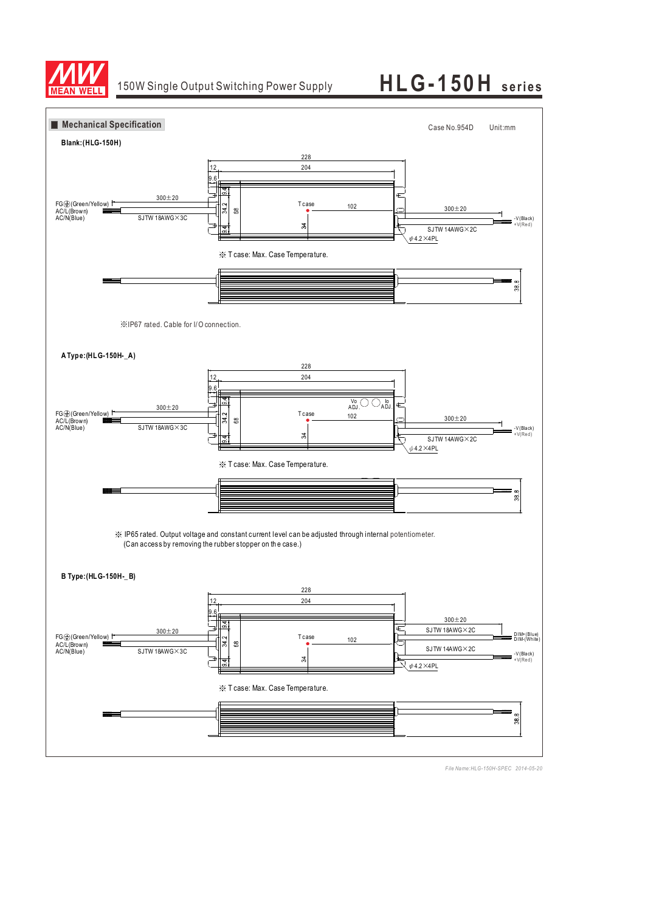## Mechanical Specification

Case No.954D    Unit:mm

**Blank:(HLG-150H)**

228
204
12
9.6
9.4
34.2
68
9.4
34
Tcase
102
300±20
FG⏚(Green/Yellow)
AC/L(Brown)
AC/N(Blue)
SJTW 18AWG×3C
300±20
-V(Black)
+V(Red)
SJTW 14AWG×2C
ϕ4.2×4PL

※ T case: Max. Case Temperature.

38.8

※IP67 rated. Cable for I/O connection.

**A Type:(HLG-150H-_A)**

228
204
12
9.6
9.4
34.2
68
9.4
34
Vo ADJ.
Io ADJ.
Tcase
102
300±20
FG⏚(Green/Yellow)
AC/L(Brown)
AC/N(Blue)
SJTW 18AWG×3C
300±20
-V(Black)
+V(Red)
SJTW 14AWG×2C
ϕ4.2×4PL

※ T case: Max. Case Temperature.

38.8

※ IP65 rated. Output voltage and constant current level can be adjusted through internal potentiometer.
(Can access by removing the rubber stopper on the case.)

**B Type:(HLG-150H-_B)**

228
204
12
9.6
9.4
34.2
68
9.4
34
Tcase
102
300±20
FG⏚(Green/Yellow)
AC/L(Brown)
AC/N(Blue)
SJTW 18AWG×3C
300±20
SJTW 18AWG×2C
DIM+(Blue)
DIM-(White)
SJTW 14AWG×2C
-V(Black)
+V(Red)
ϕ4.2×4PL

※ T case: Max. Case Temperature.

38.8

*File Name:HLG-150H-SPEC 2014-05-20*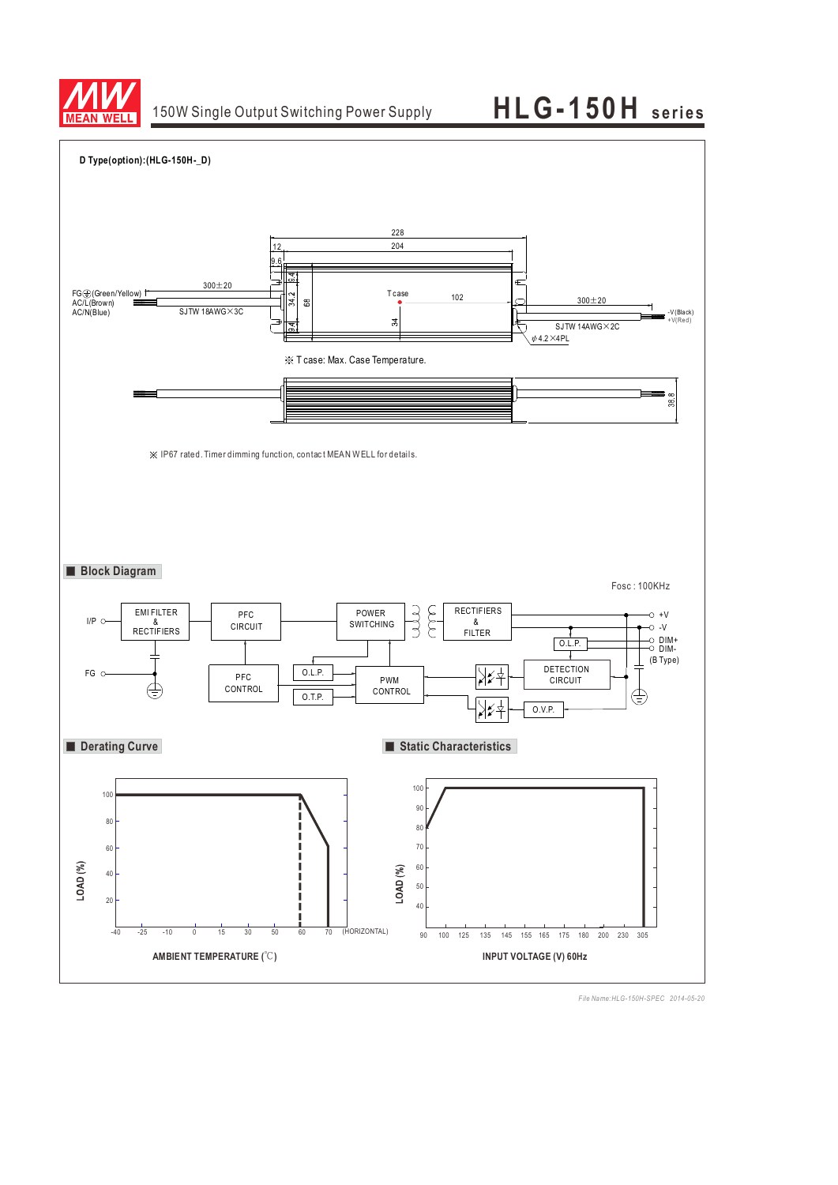# HLG-150H series

150W Single Output Switching Power Supply

**D Type(option):(HLG-150H-_D)**

228

204

12

9.6

300±20

FG⏚(Green/Yellow)
AC/L(Brown)
AC/N(Blue)

SJTW 18AWG×3C

9.4

34.2

68

9.4

Tcase

102

34

300±20

-V(Black)
+V(Red)

SJTW 14AWG×2C

ϕ4.2×4PL

※ Tcase: Max. Case Temperature.

38.8

※ IP67 rated. Timer dimming function, contact MEAN WELL for details.

## Block Diagram

Fosc : 100KHz

I/P, FG, EMI FILTER & RECTIFIERS, PFC CIRCUIT, POWER SWITCHING, RECTIFIERS & FILTER, +V, -V, O.L.P., DIM+, DIM- (B Type), PFC CONTROL, O.L.P., O.T.P., PWM CONTROL, DETECTION CIRCUIT, O.V.P.

## Derating Curve

LOAD (%): 20, 40, 60, 80, 100

AMBIENT TEMPERATURE (℃): -40, -25, -10, 0, 15, 30, 50, 60, 70 (HORIZONTAL)

## Static Characteristics

LOAD (%): 40, 50, 60, 70, 80, 90, 100

INPUT VOLTAGE (V) 60Hz: 90, 100, 125, 135, 145, 155, 165, 175, 180, 200, 230, 305

*File Name:HLG-150H-SPEC 2014-05-20*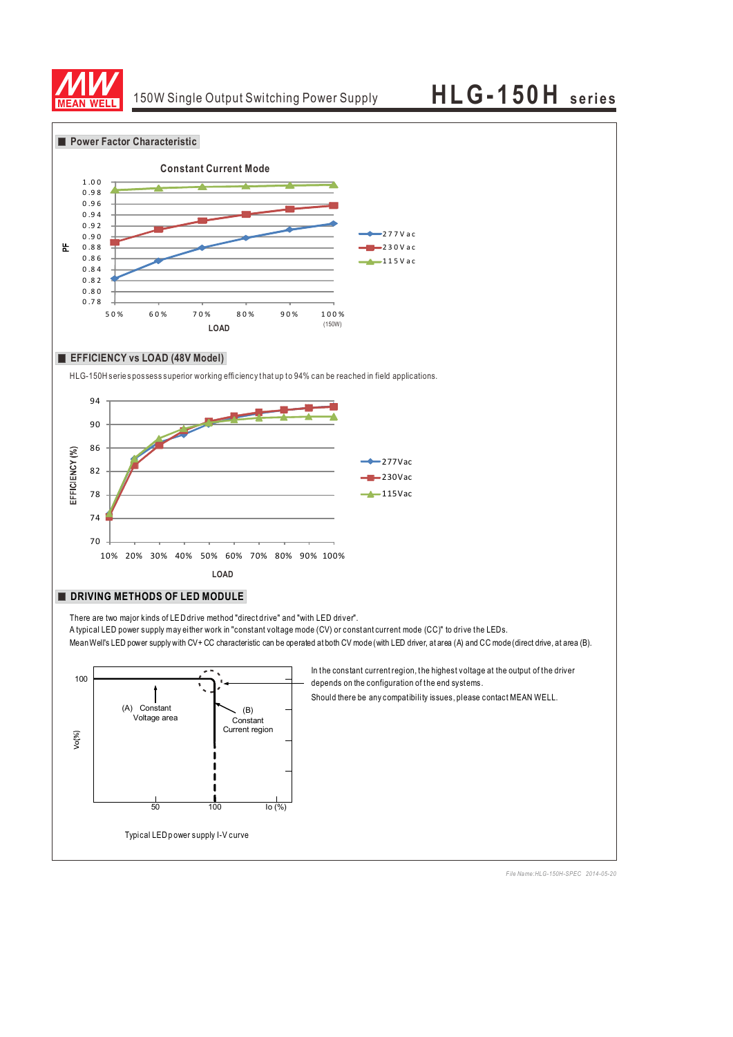## Power Factor Characteristic

Constant Current Mode

PF

1.00
0.98
0.96
0.94
0.92
0.90
0.88
0.86
0.84
0.82
0.80
0.78

50% 60% 70% 80% 90% 100% (150W)

LOAD

277Vac
230Vac
115Vac

## EFFICIENCY vs LOAD (48V Model)

HLG-150H series possess superior working efficiency that up to 94% can be reached in field applications.

EFFICIENCY (%)

94
90
86
82
78
74
70

10% 20% 30% 40% 50% 60% 70% 80% 90% 100%

LOAD

277Vac
230Vac
115Vac

## DRIVING METHODS OF LED MODULE

There are two major kinds of LED drive method "direct drive" and "with LED driver".

A typical LED power supply may either work in "constant voltage mode (CV) or constant current mode (CC)" to drive the LEDs.

Mean Well's LED power supply with CV+ CC characteristic can be operated at both CV mode (with LED driver, at area (A) and CC mode (direct drive, at area (B).

Vo(%)

100

(A) Constant Voltage area

(B) Constant Current region

50 100 Io (%)

Typical LED power supply I-V curve

In the constant current region, the highest voltage at the output of the driver depends on the configuration of the end systems.

Should there be any compatibility issues, please contact MEAN WELL.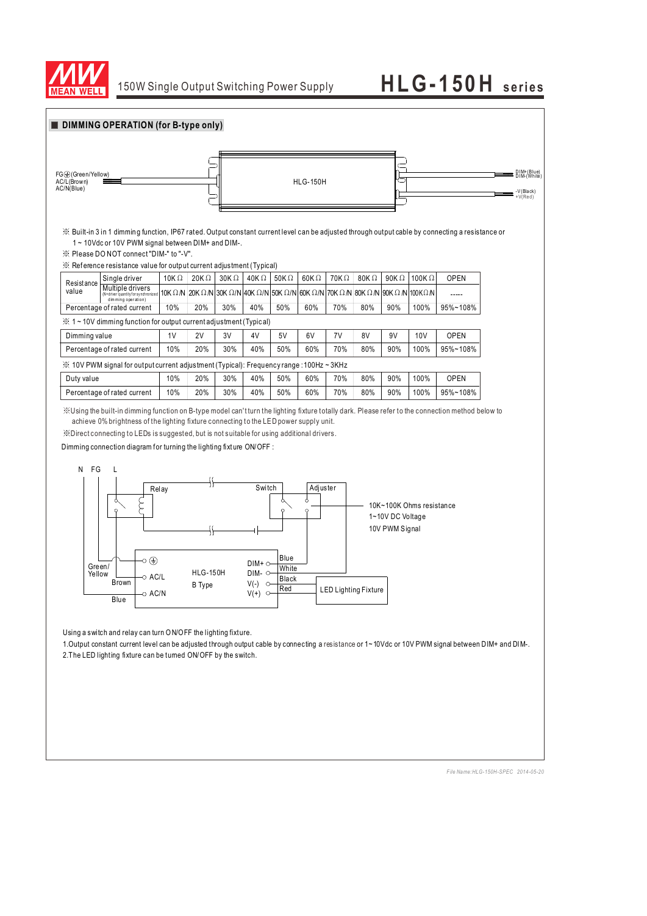## DIMMING OPERATION (for B-type only)

FG⏚(Green/Yellow)
AC/L(Brown)
AC/N(Blue)

HLG-150H

DIM+(Blue)
DIM-(White)

-V(Black)
+V(Red)

※ Built-in 3 in 1 dimming function, IP67 rated. Output constant current level can be adjusted through output cable by connecting a resistance or 1 ~ 10Vdc or 10V PWM signal between DIM+ and DIM-.

※ Please DO NOT connect "DIM-" to "-V".

※ Reference resistance value for output current adjustment (Typical)

| Resistance value | | | | | | | | | | | | |
|---|---|---|---|---|---|---|---|---|---|---|---|---|
| | Single driver | 10KΩ | 20KΩ | 30KΩ | 40KΩ | 50KΩ | 60KΩ | 70KΩ | 80KΩ | 90KΩ | 100KΩ | OPEN |
| | Multiple drivers (N=driver quantity for synchronized dimming operation) | 10KΩ/N | 20KΩ/N | 30KΩ/N | 40KΩ/N | 50KΩ/N | 60KΩ/N | 70KΩ/N | 80KΩ/N | 90KΩ/N | 100KΩ/N | ----- |
| Percentage of rated current | | 10% | 20% | 30% | 40% | 50% | 60% | 70% | 80% | 90% | 100% | 95%~108% |

※ 1 ~ 10V dimming function for output current adjustment (Typical)

| Dimming value | 1V | 2V | 3V | 4V | 5V | 6V | 7V | 8V | 9V | 10V | OPEN |
|---|---|---|---|---|---|---|---|---|---|---|---|
| Percentage of rated current | 10% | 20% | 30% | 40% | 50% | 60% | 70% | 80% | 90% | 100% | 95%~108% |

※ 10V PWM signal for output current adjustment (Typical): Frequency range : 100Hz ~ 3KHz

| Duty value | 10% | 20% | 30% | 40% | 50% | 60% | 70% | 80% | 90% | 100% | OPEN |
|---|---|---|---|---|---|---|---|---|---|---|---|
| Percentage of rated current | 10% | 20% | 30% | 40% | 50% | 60% | 70% | 80% | 90% | 100% | 95%~108% |

※Using the built-in dimming function on B-type model can't turn the lighting fixture totally dark. Please refer to the connection method below to achieve 0% brightness of the lighting fixture connecting to the LED power supply unit.

※Direct connecting to LEDs is suggested, but is not suitable for using additional drivers.

Dimming connection diagram for turning the lighting fixture ON/OFF :

N FG L

Relay

Switch

Adjuster

10K~100K Ohms resistance
1~10V DC Voltage
10V PWM Signal

Green/Yellow

Brown

Blue

⏚

AC/L

AC/N

HLG-150H
B Type

DIM+
DIM-
V(-)
V(+)

Blue
White
Black
Red

LED Lighting Fixture

Using a switch and relay can turn ON/OFF the lighting fixture.

1.Output constant current level can be adjusted through output cable by connecting a resistance or 1~10Vdc or 10V PWM signal between DIM+ and DIM-.

2.The LED lighting fixture can be turned ON/OFF by the switch.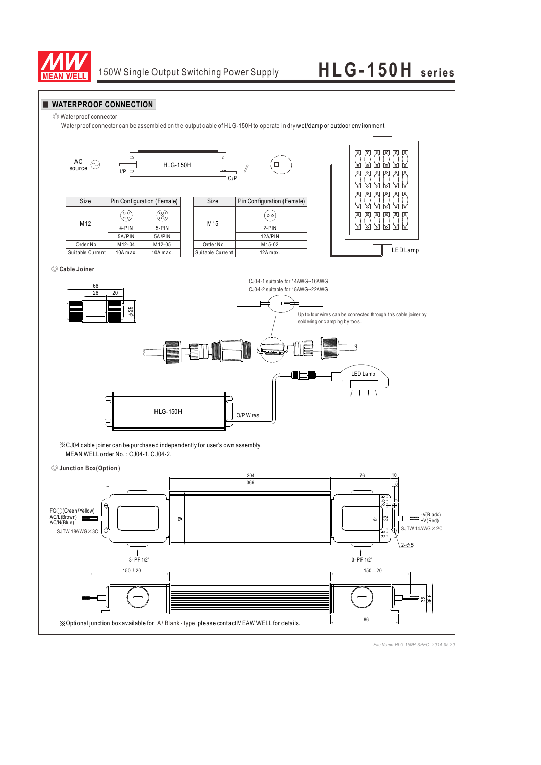## WATERPROOF CONNECTION

◎ Waterproof connector

Waterproof connector can be assembled on the output cable of HLG-150H to operate in dry/wet/damp or outdoor environment.

AC source
I/P
HLG-150H
O/P
LED Lamp

| Size | Pin Configuration (Female) | |
|---|---|---|
| M12 | 4-PIN | 5-PIN |
| | 5A/PIN | 5A/PIN |
| Order No. | M12-04 | M12-05 |
| Suitable Current | 10A max. | 10A max. |

| Size | Pin Configuration (Female) |
|---|---|
| M15 | 2-PIN |
| | 12A/PIN |
| Order No. | M15-02 |
| Suitable Current | 12A max. |

◎ **Cable Joiner**

66
26
20
φ25

CJ04-1 suitable for 14AWG~16AWG
CJ04-2 suitable for 18AWG~22AWG

Up to four wires can be connected through this cable joiner by soldering or clamping by tools.

LED Lamp
HLG-150H
O/P Wires

※CJ04 cable joiner can be purchased independently for user's own assembly.
MEAN WELL order No. : CJ04-1, CJ04-2.

◎ **Junction Box(Option)**

204
366
76
10
5
8.5
6
68
61
32
8.5
FG⏚(Green/Yellow)
AC/L(Brown)
AC/N(Blue)
SJTW 18AWG×3C
-V(Black)
+V(Red)
SJTW 14AWG ×2C
2-φ5
3- PF 1/2"
3- PF 1/2"
150±20
150±20
35
38.8
86

※Optional junction box available for A/ Blank- type, please contact MEAW WELL for details.